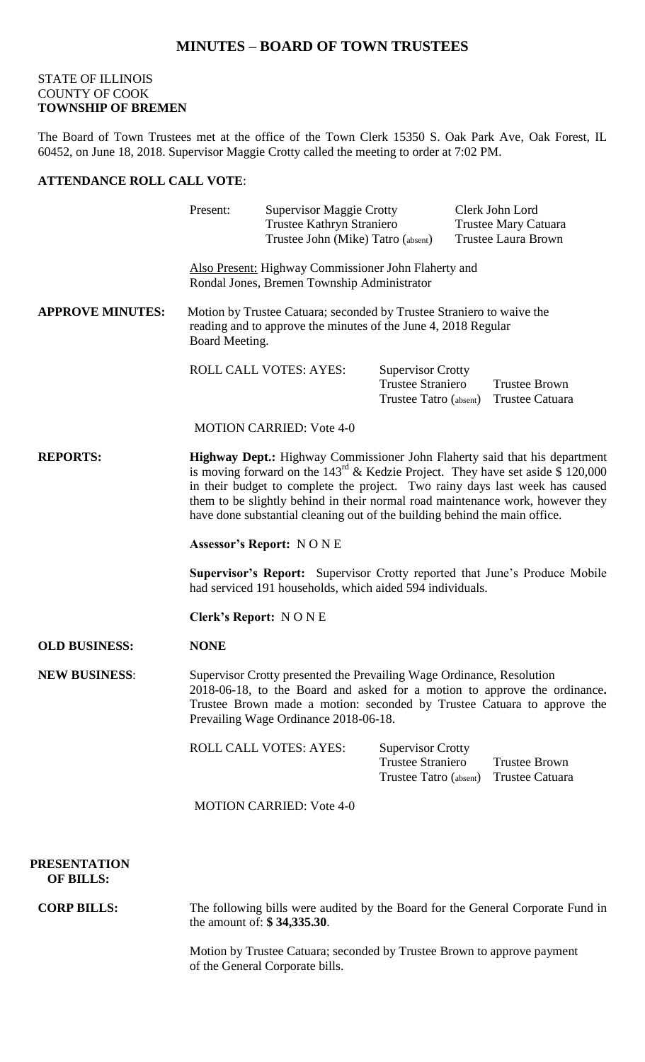# MINUTES – BOARD OF TOWN TRUSTEES

STATE OF ILLINOIS
COUNTY OF COOK
**TOWNSHIP OF BREMEN**

The Board of Town Trustees met at the office of the Town Clerk 15350 S. Oak Park Ave, Oak Forest, IL 60452, on June 18, 2018. Supervisor Maggie Crotty called the meeting to order at 7:02 PM.

**ATTENDANCE ROLL CALL VOTE**:

| Present: | Supervisor Maggie Crotty | Clerk John Lord |
|---|---|---|
| | Trustee Kathryn Straniero | Trustee Mary Catuara |
| | Trustee John (Mike) Tatro (absent) | Trustee Laura Brown |

Also Present: Highway Commissioner John Flaherty and Rondal Jones, Bremen Township Administrator

**APPROVE MINUTES:** Motion by Trustee Catuara; seconded by Trustee Straniero to waive the reading and to approve the minutes of the June 4, 2018 Regular Board Meeting.

| ROLL CALL VOTES: AYES: | Supervisor Crotty | |
|---|---|---|
| | Trustee Straniero | Trustee Brown |
| | Trustee Tatro (absent) | Trustee Catuara |

MOTION CARRIED: Vote 4-0

**REPORTS:** **Highway Dept.:** Highway Commissioner John Flaherty said that his department is moving forward on the 143[rd] & Kedzie Project. They have set aside $ 120,000 in their budget to complete the project. Two rainy days last week has caused them to be slightly behind in their normal road maintenance work, however they have done substantial cleaning out of the building behind the main office.

**Assessor's Report:** N O N E

**Supervisor's Report:** Supervisor Crotty reported that June's Produce Mobile had serviced 191 households, which aided 594 individuals.

**Clerk's Report:** N O N E

**OLD BUSINESS:** **NONE**

**NEW BUSINESS**: Supervisor Crotty presented the Prevailing Wage Ordinance, Resolution 2018-06-18, to the Board and asked for a motion to approve the ordinance**.** Trustee Brown made a motion: seconded by Trustee Catuara to approve the Prevailing Wage Ordinance 2018-06-18.

| ROLL CALL VOTES: AYES: | Supervisor Crotty | |
|---|---|---|
| | Trustee Straniero | Trustee Brown |
| | Trustee Tatro (absent) | Trustee Catuara |

MOTION CARRIED: Vote 4-0

**PRESENTATION OF BILLS:**

**CORP BILLS:** The following bills were audited by the Board for the General Corporate Fund in the amount of: **$ 34,335.30**.

Motion by Trustee Catuara; seconded by Trustee Brown to approve payment of the General Corporate bills.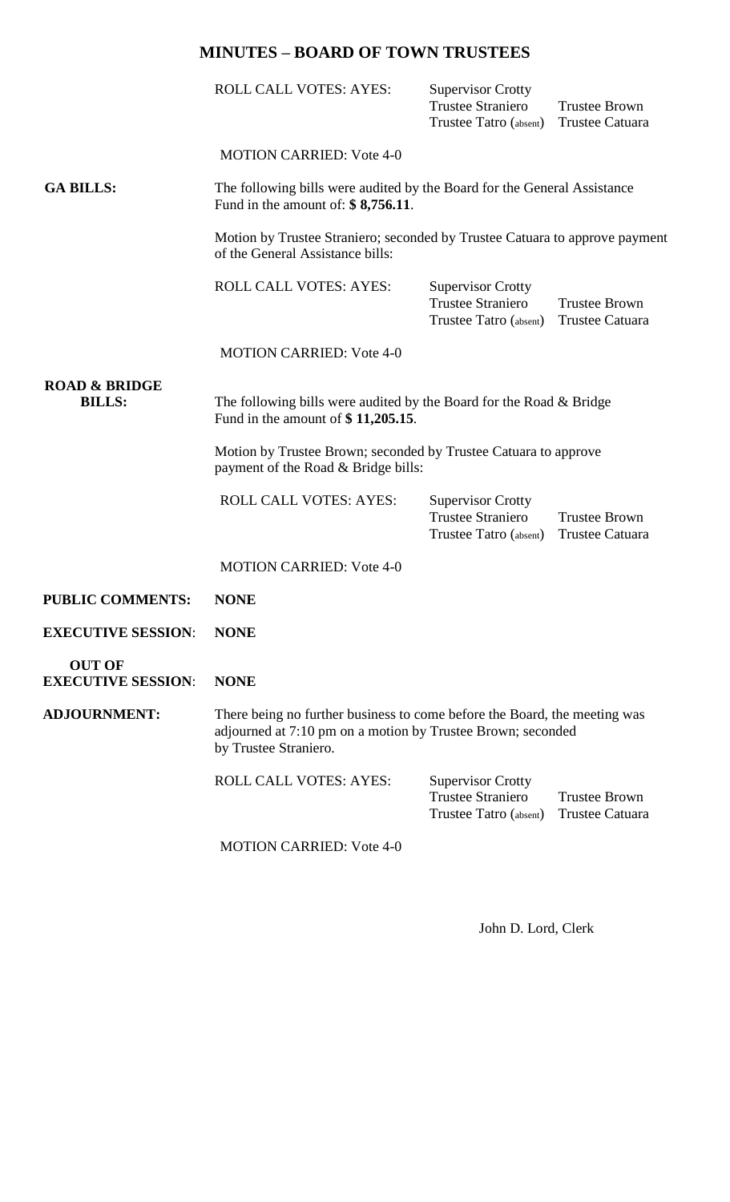# MINUTES – BOARD OF TOWN TRUSTEES

ROLL CALL VOTES: AYES: Supervisor Crotty, Trustee Straniero, Trustee Brown, Trustee Tatro (absent), Trustee Catuara

MOTION CARRIED: Vote 4-0

**GA BILLS:** The following bills were audited by the Board for the General Assistance Fund in the amount of: **$ 8,756.11**.

Motion by Trustee Straniero; seconded by Trustee Catuara to approve payment of the General Assistance bills:

ROLL CALL VOTES: AYES: Supervisor Crotty, Trustee Straniero, Trustee Brown, Trustee Tatro (absent), Trustee Catuara

MOTION CARRIED: Vote 4-0

**ROAD & BRIDGE BILLS:** The following bills were audited by the Board for the Road & Bridge Fund in the amount of **$ 11,205.15**.

Motion by Trustee Brown; seconded by Trustee Catuara to approve payment of the Road & Bridge bills:

ROLL CALL VOTES: AYES: Supervisor Crotty, Trustee Straniero, Trustee Brown, Trustee Tatro (absent), Trustee Catuara

MOTION CARRIED: Vote 4-0

**PUBLIC COMMENTS:** **NONE**

**EXECUTIVE SESSION**: **NONE**

**OUT OF EXECUTIVE SESSION**: **NONE**

**ADJOURNMENT:** There being no further business to come before the Board, the meeting was adjourned at 7:10 pm on a motion by Trustee Brown; seconded by Trustee Straniero.

ROLL CALL VOTES: AYES: Supervisor Crotty, Trustee Straniero, Trustee Brown, Trustee Tatro (absent), Trustee Catuara

MOTION CARRIED: Vote 4-0

John D. Lord, Clerk